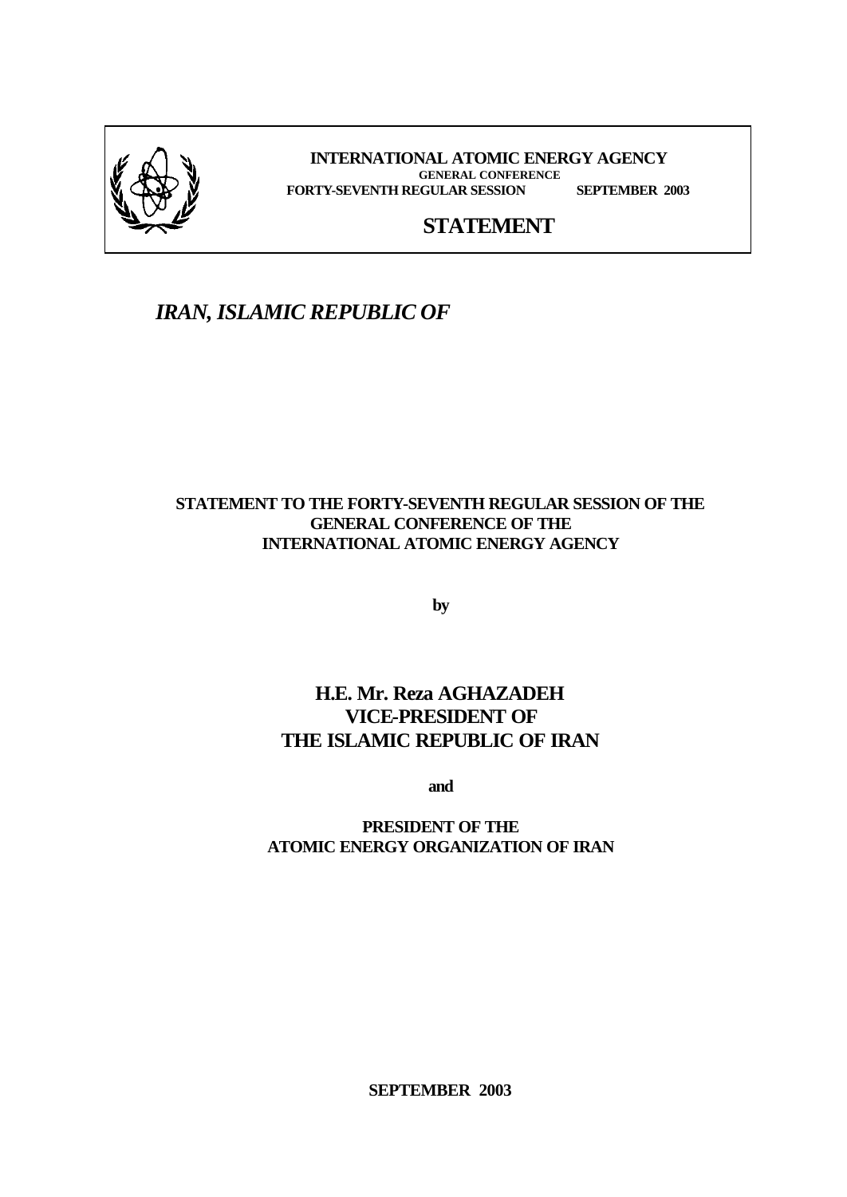**INTERNATIONAL ATOMIC ENERGY AGENCY**
**GENERAL CONFERENCE**
**FORTY-SEVENTH REGULAR SESSION SEPTEMBER 2003**

# STATEMENT

## *IRAN, ISLAMIC REPUBLIC OF*

**STATEMENT TO THE FORTY-SEVENTH REGULAR SESSION OF THE GENERAL CONFERENCE OF THE INTERNATIONAL ATOMIC ENERGY AGENCY**

**by**

**H.E. Mr. Reza AGHAZADEH**
**VICE-PRESIDENT OF**
**THE ISLAMIC REPUBLIC OF IRAN**

**and**

**PRESIDENT OF THE**
**ATOMIC ENERGY ORGANIZATION OF IRAN**

**SEPTEMBER 2003**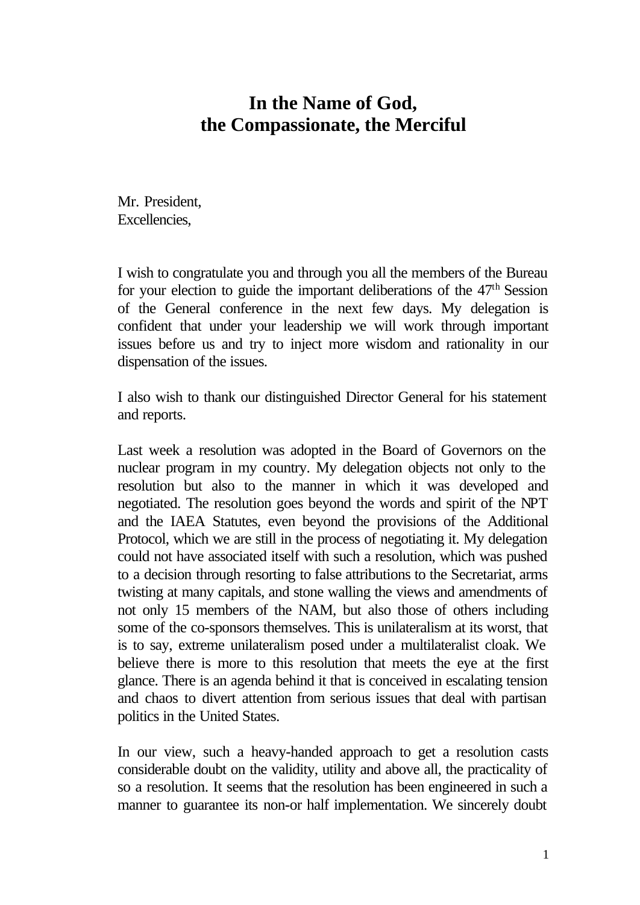# In the Name of God, the Compassionate, the Merciful

Mr. President,
Excellencies,

I wish to congratulate you and through you all the members of the Bureau for your election to guide the important deliberations of the 47th Session of the General conference in the next few days. My delegation is confident that under your leadership we will work through important issues before us and try to inject more wisdom and rationality in our dispensation of the issues.

I also wish to thank our distinguished Director General for his statement and reports.

Last week a resolution was adopted in the Board of Governors on the nuclear program in my country. My delegation objects not only to the resolution but also to the manner in which it was developed and negotiated. The resolution goes beyond the words and spirit of the NPT and the IAEA Statutes, even beyond the provisions of the Additional Protocol, which we are still in the process of negotiating it. My delegation could not have associated itself with such a resolution, which was pushed to a decision through resorting to false attributions to the Secretariat, arms twisting at many capitals, and stone walling the views and amendments of not only 15 members of the NAM, but also those of others including some of the co-sponsors themselves. This is unilateralism at its worst, that is to say, extreme unilateralism posed under a multilateralist cloak. We believe there is more to this resolution that meets the eye at the first glance. There is an agenda behind it that is conceived in escalating tension and chaos to divert attention from serious issues that deal with partisan politics in the United States.

In our view, such a heavy-handed approach to get a resolution casts considerable doubt on the validity, utility and above all, the practicality of so a resolution. It seems that the resolution has been engineered in such a manner to guarantee its non-or half implementation. We sincerely doubt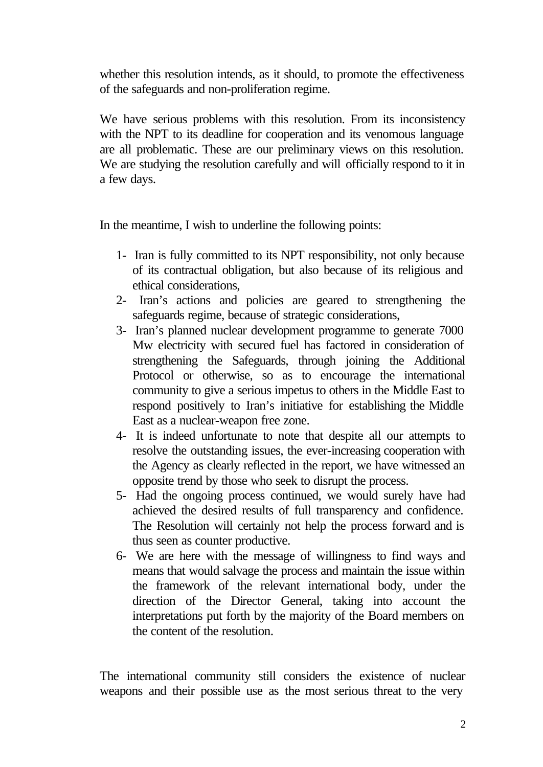whether this resolution intends, as it should, to promote the effectiveness of the safeguards and non-proliferation regime.

We have serious problems with this resolution. From its inconsistency with the NPT to its deadline for cooperation and its venomous language are all problematic. These are our preliminary views on this resolution. We are studying the resolution carefully and will officially respond to it in a few days.

In the meantime, I wish to underline the following points:

1- Iran is fully committed to its NPT responsibility, not only because of its contractual obligation, but also because of its religious and ethical considerations,
2- Iran's actions and policies are geared to strengthening the safeguards regime, because of strategic considerations,
3- Iran's planned nuclear development programme to generate 7000 Mw electricity with secured fuel has factored in consideration of strengthening the Safeguards, through joining the Additional Protocol or otherwise, so as to encourage the international community to give a serious impetus to others in the Middle East to respond positively to Iran's initiative for establishing the Middle East as a nuclear-weapon free zone.
4- It is indeed unfortunate to note that despite all our attempts to resolve the outstanding issues, the ever-increasing cooperation with the Agency as clearly reflected in the report, we have witnessed an opposite trend by those who seek to disrupt the process.
5- Had the ongoing process continued, we would surely have had achieved the desired results of full transparency and confidence. The Resolution will certainly not help the process forward and is thus seen as counter productive.
6- We are here with the message of willingness to find ways and means that would salvage the process and maintain the issue within the framework of the relevant international body, under the direction of the Director General, taking into account the interpretations put forth by the majority of the Board members on the content of the resolution.

The international community still considers the existence of nuclear weapons and their possible use as the most serious threat to the very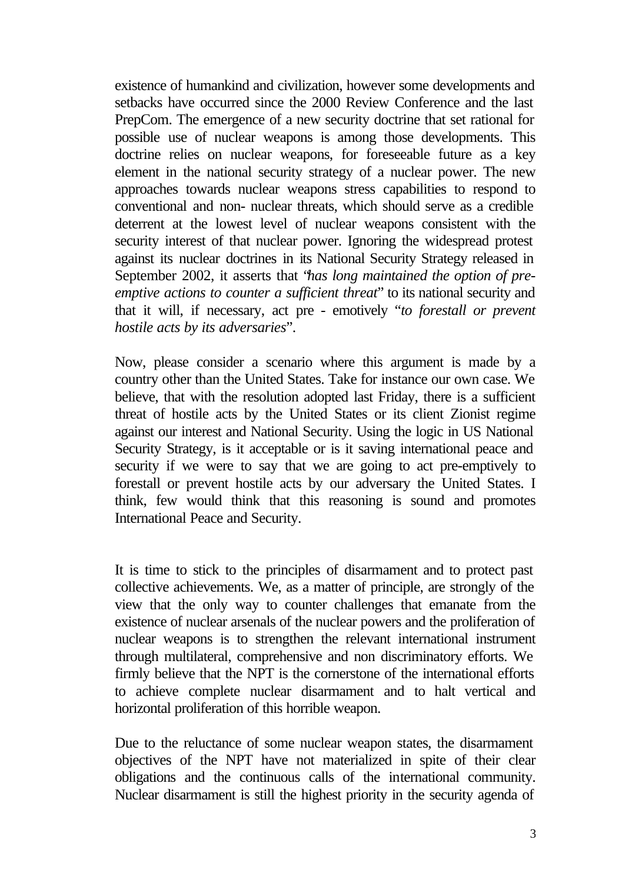existence of humankind and civilization, however some developments and setbacks have occurred since the 2000 Review Conference and the last PrepCom. The emergence of a new security doctrine that set rational for possible use of nuclear weapons is among those developments. This doctrine relies on nuclear weapons, for foreseeable future as a key element in the national security strategy of a nuclear power. The new approaches towards nuclear weapons stress capabilities to respond to conventional and non- nuclear threats, which should serve as a credible deterrent at the lowest level of nuclear weapons consistent with the security interest of that nuclear power. Ignoring the widespread protest against its nuclear doctrines in its National Security Strategy released in September 2002, it asserts that "*has long maintained the option of pre-emptive actions to counter a sufficient threat*" to its national security and that it will, if necessary, act pre - emotively "*to forestall or prevent hostile acts by its adversaries*".

Now, please consider a scenario where this argument is made by a country other than the United States. Take for instance our own case. We believe, that with the resolution adopted last Friday, there is a sufficient threat of hostile acts by the United States or its client Zionist regime against our interest and National Security. Using the logic in US National Security Strategy, is it acceptable or is it saving international peace and security if we were to say that we are going to act pre-emptively to forestall or prevent hostile acts by our adversary the United States. I think, few would think that this reasoning is sound and promotes International Peace and Security.

It is time to stick to the principles of disarmament and to protect past collective achievements. We, as a matter of principle, are strongly of the view that the only way to counter challenges that emanate from the existence of nuclear arsenals of the nuclear powers and the proliferation of nuclear weapons is to strengthen the relevant international instrument through multilateral, comprehensive and non discriminatory efforts. We firmly believe that the NPT is the cornerstone of the international efforts to achieve complete nuclear disarmament and to halt vertical and horizontal proliferation of this horrible weapon.

Due to the reluctance of some nuclear weapon states, the disarmament objectives of the NPT have not materialized in spite of their clear obligations and the continuous calls of the international community. Nuclear disarmament is still the highest priority in the security agenda of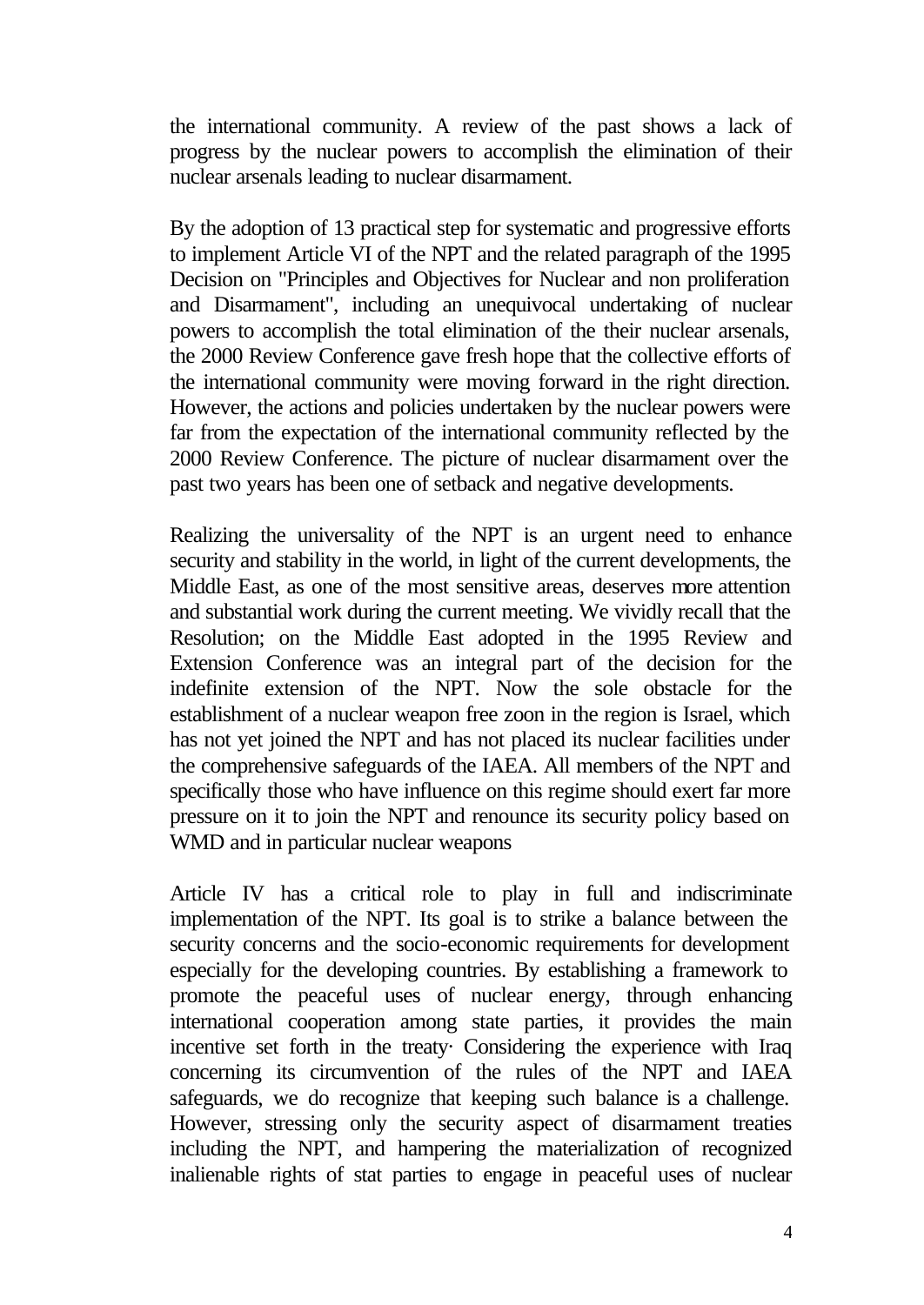the international community. A review of the past shows a lack of progress by the nuclear powers to accomplish the elimination of their nuclear arsenals leading to nuclear disarmament.

By the adoption of 13 practical step for systematic and progressive efforts to implement Article VI of the NPT and the related paragraph of the 1995 Decision on "Principles and Objectives for Nuclear and non proliferation and Disarmament", including an unequivocal undertaking of nuclear powers to accomplish the total elimination of the their nuclear arsenals, the 2000 Review Conference gave fresh hope that the collective efforts of the international community were moving forward in the right direction. However, the actions and policies undertaken by the nuclear powers were far from the expectation of the international community reflected by the 2000 Review Conference. The picture of nuclear disarmament over the past two years has been one of setback and negative developments.

Realizing the universality of the NPT is an urgent need to enhance security and stability in the world, in light of the current developments, the Middle East, as one of the most sensitive areas, deserves more attention and substantial work during the current meeting. We vividly recall that the Resolution; on the Middle East adopted in the 1995 Review and Extension Conference was an integral part of the decision for the indefinite extension of the NPT. Now the sole obstacle for the establishment of a nuclear weapon free zoon in the region is Israel, which has not yet joined the NPT and has not placed its nuclear facilities under the comprehensive safeguards of the IAEA. All members of the NPT and specifically those who have influence on this regime should exert far more pressure on it to join the NPT and renounce its security policy based on WMD and in particular nuclear weapons

Article IV has a critical role to play in full and indiscriminate implementation of the NPT. Its goal is to strike a balance between the security concerns and the socio-economic requirements for development especially for the developing countries. By establishing a framework to promote the peaceful uses of nuclear energy, through enhancing international cooperation among state parties, it provides the main incentive set forth in the treaty· Considering the experience with Iraq concerning its circumvention of the rules of the NPT and IAEA safeguards, we do recognize that keeping such balance is a challenge. However, stressing only the security aspect of disarmament treaties including the NPT, and hampering the materialization of recognized inalienable rights of stat parties to engage in peaceful uses of nuclear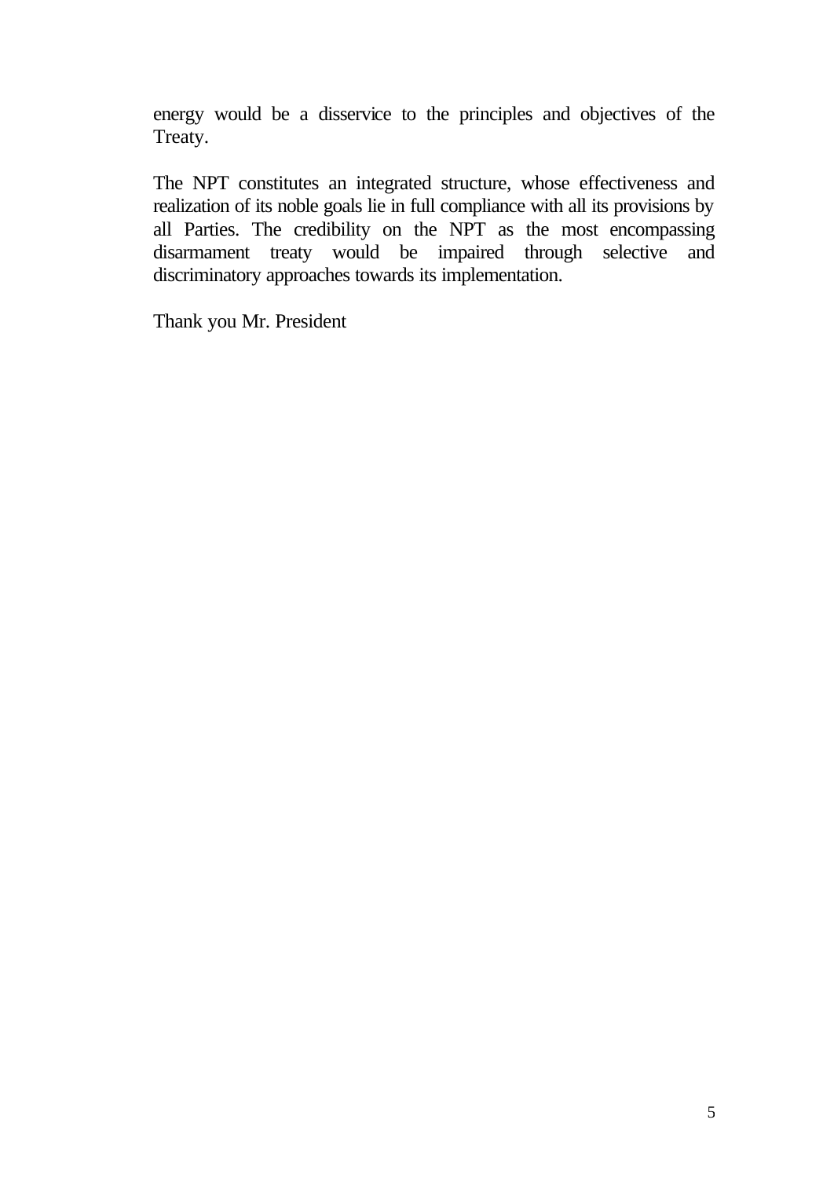energy would be a disservice to the principles and objectives of the Treaty.

The NPT constitutes an integrated structure, whose effectiveness and realization of its noble goals lie in full compliance with all its provisions by all Parties. The credibility on the NPT as the most encompassing disarmament treaty would be impaired through selective and discriminatory approaches towards its implementation.

Thank you Mr. President